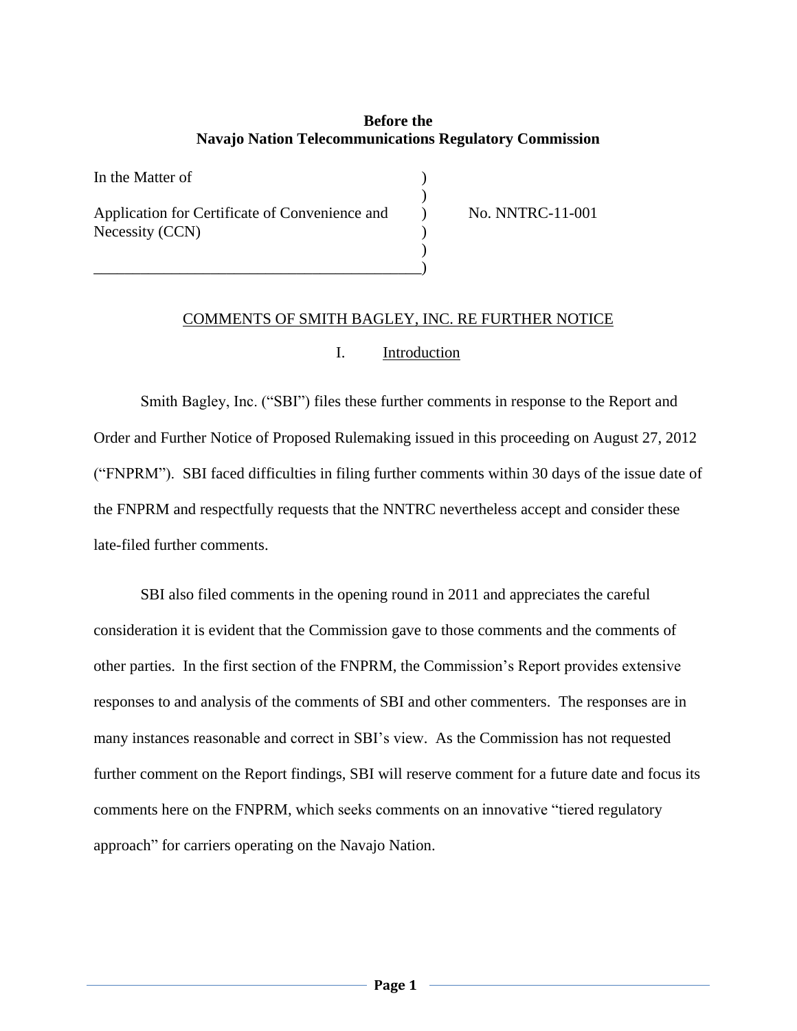**Before the**
**Navajo Nation Telecommunications Regulatory Commission**

| | | |
|---|---|---|
| In the Matter of | ) | |
| | ) | |
| Application for Certificate of Convenience and Necessity (CCN) | ) | No. NNTRC-11-001 |
| | ) | |
| | ) | |

COMMENTS OF SMITH BAGLEY, INC. RE FURTHER NOTICE

## I. Introduction

Smith Bagley, Inc. ("SBI") files these further comments in response to the Report and Order and Further Notice of Proposed Rulemaking issued in this proceeding on August 27, 2012 ("FNPRM"). SBI faced difficulties in filing further comments within 30 days of the issue date of the FNPRM and respectfully requests that the NNTRC nevertheless accept and consider these late-filed further comments.

SBI also filed comments in the opening round in 2011 and appreciates the careful consideration it is evident that the Commission gave to those comments and the comments of other parties. In the first section of the FNPRM, the Commission's Report provides extensive responses to and analysis of the comments of SBI and other commenters. The responses are in many instances reasonable and correct in SBI's view. As the Commission has not requested further comment on the Report findings, SBI will reserve comment for a future date and focus its comments here on the FNPRM, which seeks comments on an innovative "tiered regulatory approach" for carriers operating on the Navajo Nation.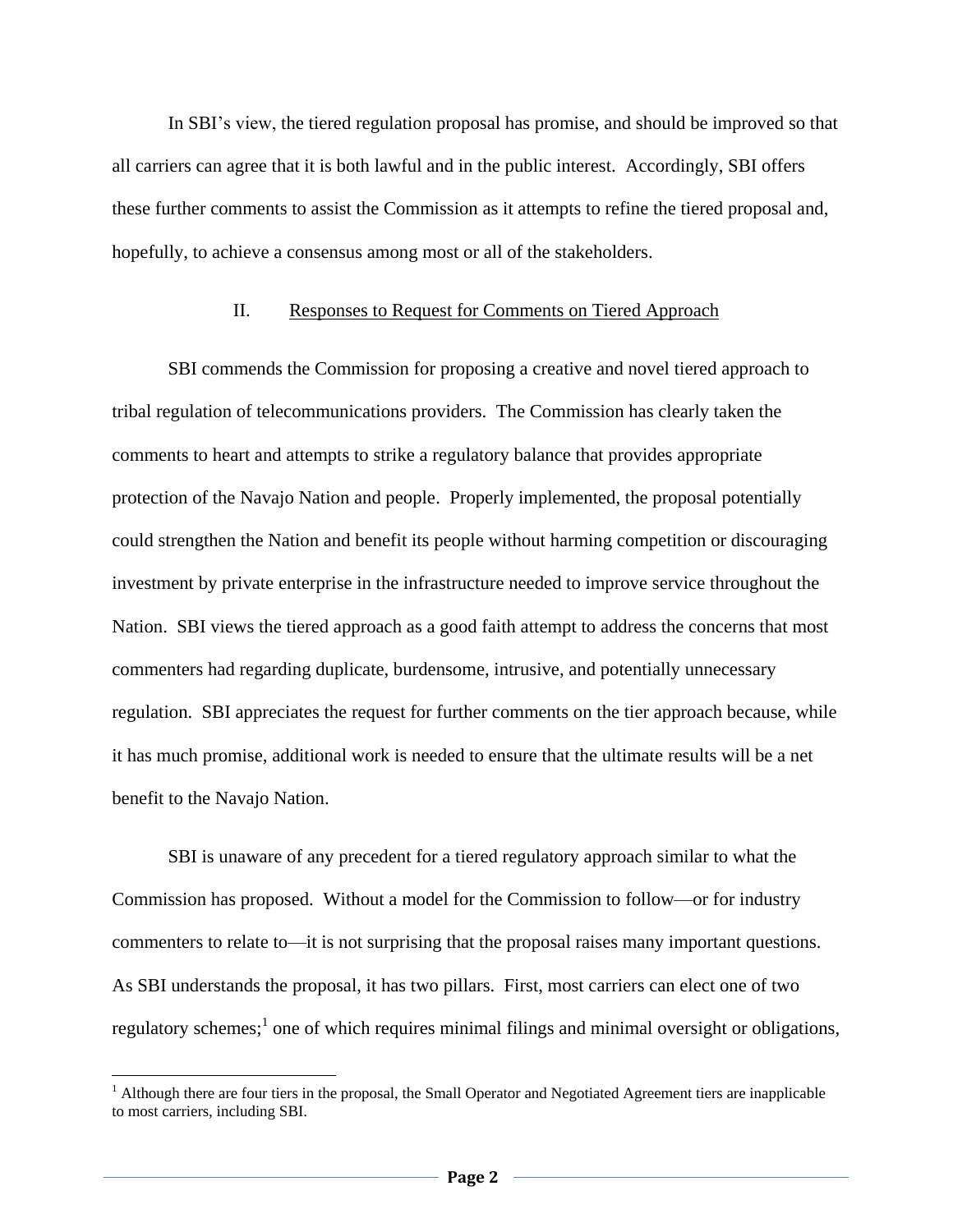In SBI's view, the tiered regulation proposal has promise, and should be improved so that all carriers can agree that it is both lawful and in the public interest. Accordingly, SBI offers these further comments to assist the Commission as it attempts to refine the tiered proposal and, hopefully, to achieve a consensus among most or all of the stakeholders.

## II. Responses to Request for Comments on Tiered Approach

SBI commends the Commission for proposing a creative and novel tiered approach to tribal regulation of telecommunications providers. The Commission has clearly taken the comments to heart and attempts to strike a regulatory balance that provides appropriate protection of the Navajo Nation and people. Properly implemented, the proposal potentially could strengthen the Nation and benefit its people without harming competition or discouraging investment by private enterprise in the infrastructure needed to improve service throughout the Nation. SBI views the tiered approach as a good faith attempt to address the concerns that most commenters had regarding duplicate, burdensome, intrusive, and potentially unnecessary regulation. SBI appreciates the request for further comments on the tier approach because, while it has much promise, additional work is needed to ensure that the ultimate results will be a net benefit to the Navajo Nation.

SBI is unaware of any precedent for a tiered regulatory approach similar to what the Commission has proposed. Without a model for the Commission to follow—or for industry commenters to relate to—it is not surprising that the proposal raises many important questions. As SBI understands the proposal, it has two pillars. First, most carriers can elect one of two regulatory schemes;[1] one of which requires minimal filings and minimal oversight or obligations,

[1] Although there are four tiers in the proposal, the Small Operator and Negotiated Agreement tiers are inapplicable to most carriers, including SBI.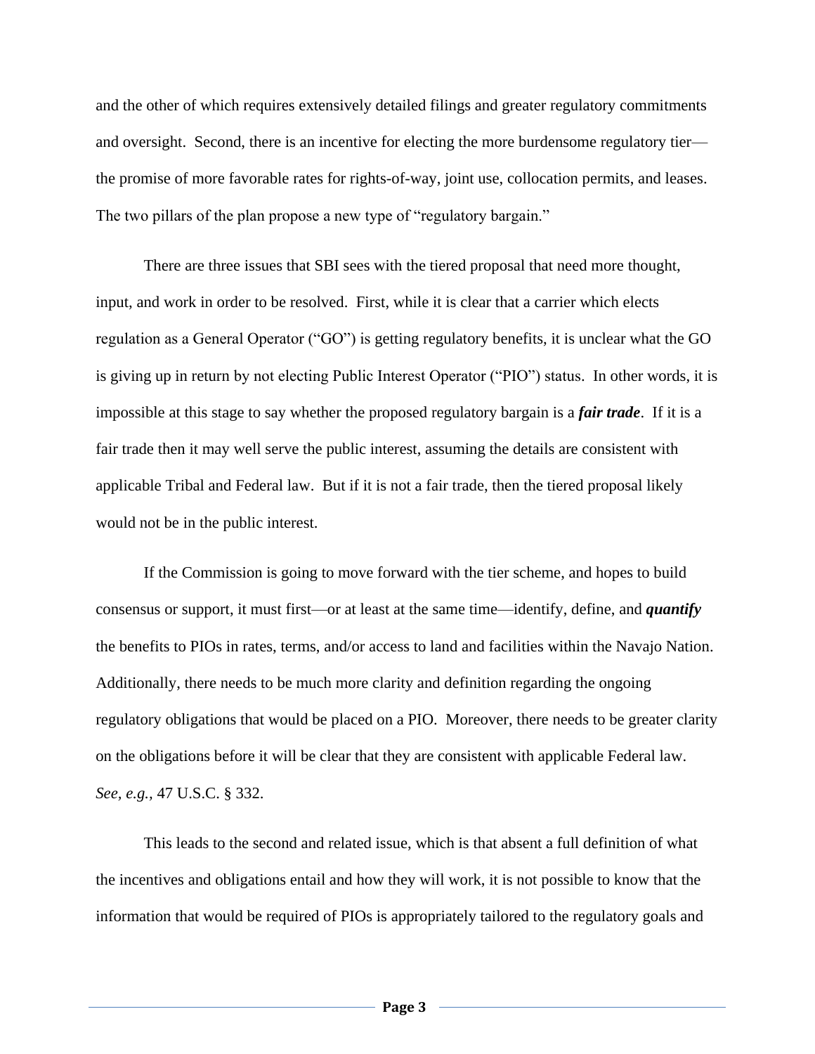and the other of which requires extensively detailed filings and greater regulatory commitments and oversight. Second, there is an incentive for electing the more burdensome regulatory tier—the promise of more favorable rates for rights-of-way, joint use, collocation permits, and leases. The two pillars of the plan propose a new type of "regulatory bargain."

There are three issues that SBI sees with the tiered proposal that need more thought, input, and work in order to be resolved. First, while it is clear that a carrier which elects regulation as a General Operator ("GO") is getting regulatory benefits, it is unclear what the GO is giving up in return by not electing Public Interest Operator ("PIO") status. In other words, it is impossible at this stage to say whether the proposed regulatory bargain is a ***fair trade***. If it is a fair trade then it may well serve the public interest, assuming the details are consistent with applicable Tribal and Federal law. But if it is not a fair trade, then the tiered proposal likely would not be in the public interest.

If the Commission is going to move forward with the tier scheme, and hopes to build consensus or support, it must first—or at least at the same time—identify, define, and ***quantify*** the benefits to PIOs in rates, terms, and/or access to land and facilities within the Navajo Nation. Additionally, there needs to be much more clarity and definition regarding the ongoing regulatory obligations that would be placed on a PIO. Moreover, there needs to be greater clarity on the obligations before it will be clear that they are consistent with applicable Federal law. *See, e.g.,* 47 U.S.C. § 332.

This leads to the second and related issue, which is that absent a full definition of what the incentives and obligations entail and how they will work, it is not possible to know that the information that would be required of PIOs is appropriately tailored to the regulatory goals and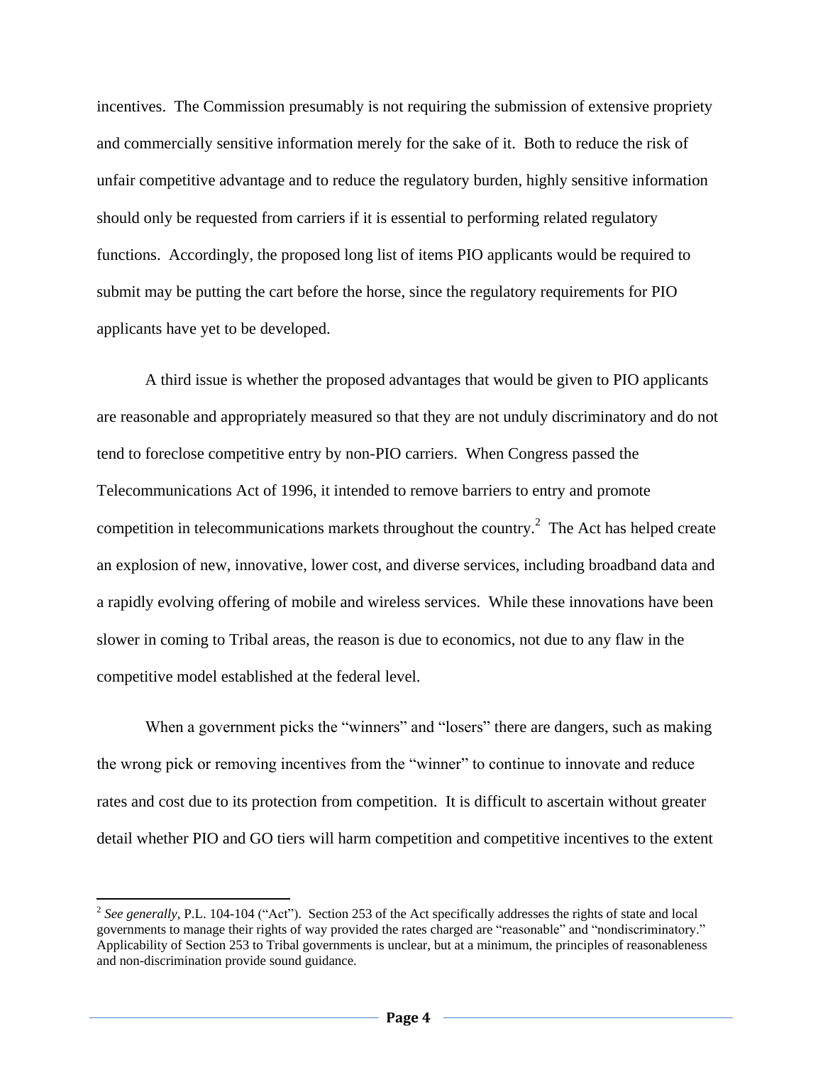incentives. The Commission presumably is not requiring the submission of extensive propriety and commercially sensitive information merely for the sake of it. Both to reduce the risk of unfair competitive advantage and to reduce the regulatory burden, highly sensitive information should only be requested from carriers if it is essential to performing related regulatory functions. Accordingly, the proposed long list of items PIO applicants would be required to submit may be putting the cart before the horse, since the regulatory requirements for PIO applicants have yet to be developed.

A third issue is whether the proposed advantages that would be given to PIO applicants are reasonable and appropriately measured so that they are not unduly discriminatory and do not tend to foreclose competitive entry by non-PIO carriers. When Congress passed the Telecommunications Act of 1996, it intended to remove barriers to entry and promote competition in telecommunications markets throughout the country.[2] The Act has helped create an explosion of new, innovative, lower cost, and diverse services, including broadband data and a rapidly evolving offering of mobile and wireless services. While these innovations have been slower in coming to Tribal areas, the reason is due to economics, not due to any flaw in the competitive model established at the federal level.

When a government picks the "winners" and "losers" there are dangers, such as making the wrong pick or removing incentives from the "winner" to continue to innovate and reduce rates and cost due to its protection from competition. It is difficult to ascertain without greater detail whether PIO and GO tiers will harm competition and competitive incentives to the extent

---

[2] *See generally*, P.L. 104-104 ("Act"). Section 253 of the Act specifically addresses the rights of state and local governments to manage their rights of way provided the rates charged are "reasonable" and "nondiscriminatory." Applicability of Section 253 to Tribal governments is unclear, but at a minimum, the principles of reasonableness and non-discrimination provide sound guidance.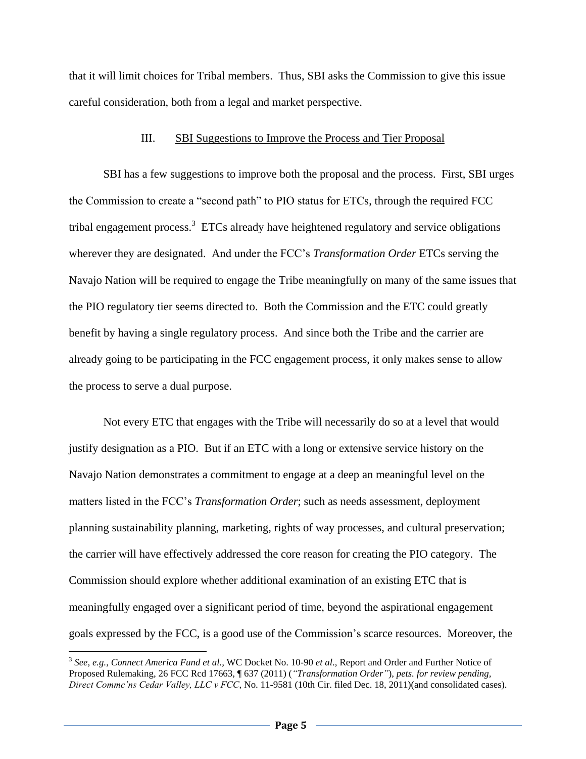that it will limit choices for Tribal members. Thus, SBI asks the Commission to give this issue careful consideration, both from a legal and market perspective.

## III. SBI Suggestions to Improve the Process and Tier Proposal

SBI has a few suggestions to improve both the proposal and the process. First, SBI urges the Commission to create a "second path" to PIO status for ETCs, through the required FCC tribal engagement process.[3] ETCs already have heightened regulatory and service obligations wherever they are designated. And under the FCC's *Transformation Order* ETCs serving the Navajo Nation will be required to engage the Tribe meaningfully on many of the same issues that the PIO regulatory tier seems directed to. Both the Commission and the ETC could greatly benefit by having a single regulatory process. And since both the Tribe and the carrier are already going to be participating in the FCC engagement process, it only makes sense to allow the process to serve a dual purpose.

Not every ETC that engages with the Tribe will necessarily do so at a level that would justify designation as a PIO. But if an ETC with a long or extensive service history on the Navajo Nation demonstrates a commitment to engage at a deep an meaningful level on the matters listed in the FCC's *Transformation Order*; such as needs assessment, deployment planning sustainability planning, marketing, rights of way processes, and cultural preservation; the carrier will have effectively addressed the core reason for creating the PIO category. The Commission should explore whether additional examination of an existing ETC that is meaningfully engaged over a significant period of time, beyond the aspirational engagement goals expressed by the FCC, is a good use of the Commission's scarce resources. Moreover, the

---

[3] *See, e.g.*, *Connect America Fund et al.,* WC Docket No. 10-90 *et al*., Report and Order and Further Notice of Proposed Rulemaking, 26 FCC Rcd 17663, ¶ 637 (2011) (*"Transformation Order"*), *pets. for review pending, Direct Commc'ns Cedar Valley, LLC v FCC*, No. 11-9581 (10th Cir. filed Dec. 18, 2011)(and consolidated cases).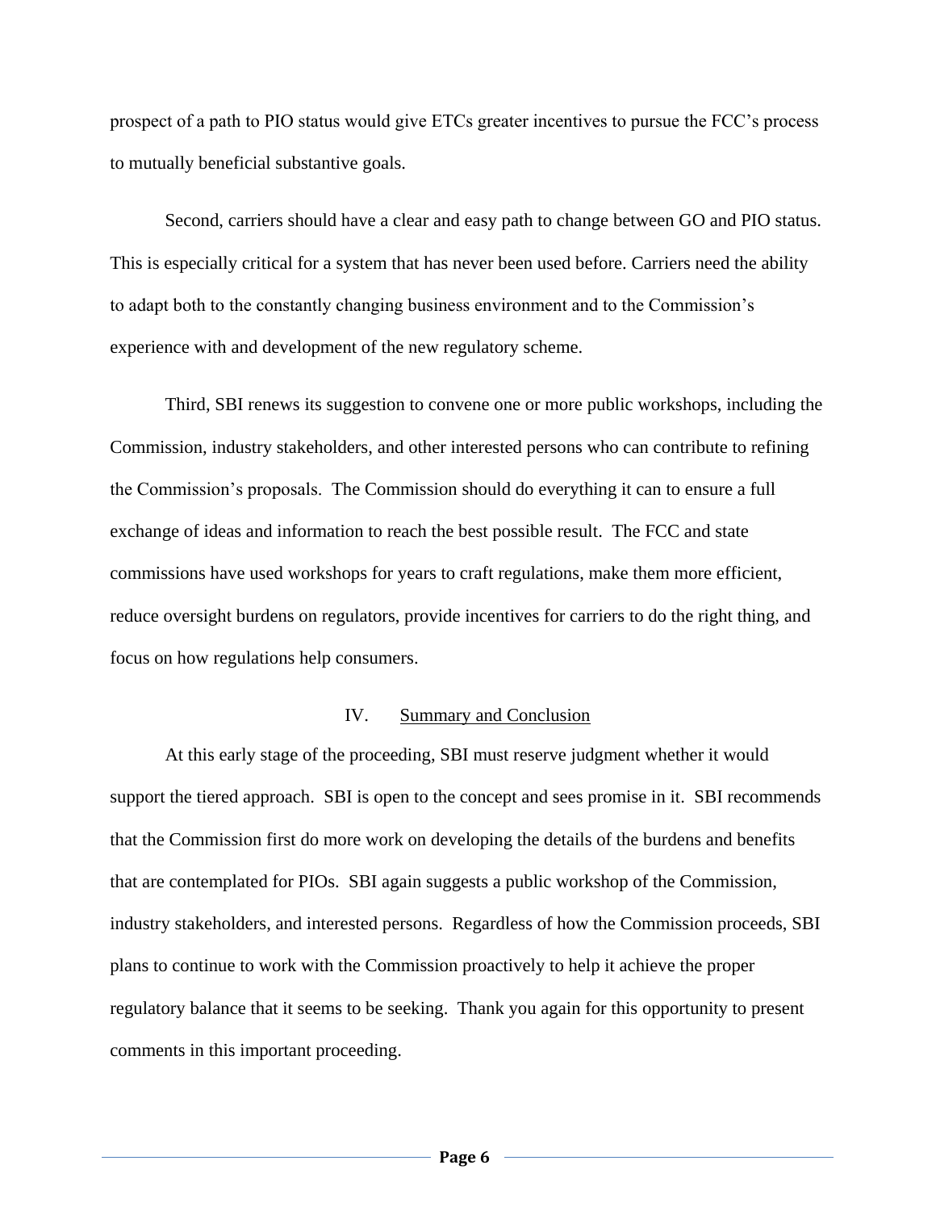prospect of a path to PIO status would give ETCs greater incentives to pursue the FCC's process to mutually beneficial substantive goals.

Second, carriers should have a clear and easy path to change between GO and PIO status. This is especially critical for a system that has never been used before. Carriers need the ability to adapt both to the constantly changing business environment and to the Commission's experience with and development of the new regulatory scheme.

Third, SBI renews its suggestion to convene one or more public workshops, including the Commission, industry stakeholders, and other interested persons who can contribute to refining the Commission's proposals. The Commission should do everything it can to ensure a full exchange of ideas and information to reach the best possible result. The FCC and state commissions have used workshops for years to craft regulations, make them more efficient, reduce oversight burdens on regulators, provide incentives for carriers to do the right thing, and focus on how regulations help consumers.

## IV. Summary and Conclusion

At this early stage of the proceeding, SBI must reserve judgment whether it would support the tiered approach. SBI is open to the concept and sees promise in it. SBI recommends that the Commission first do more work on developing the details of the burdens and benefits that are contemplated for PIOs. SBI again suggests a public workshop of the Commission, industry stakeholders, and interested persons. Regardless of how the Commission proceeds, SBI plans to continue to work with the Commission proactively to help it achieve the proper regulatory balance that it seems to be seeking. Thank you again for this opportunity to present comments in this important proceeding.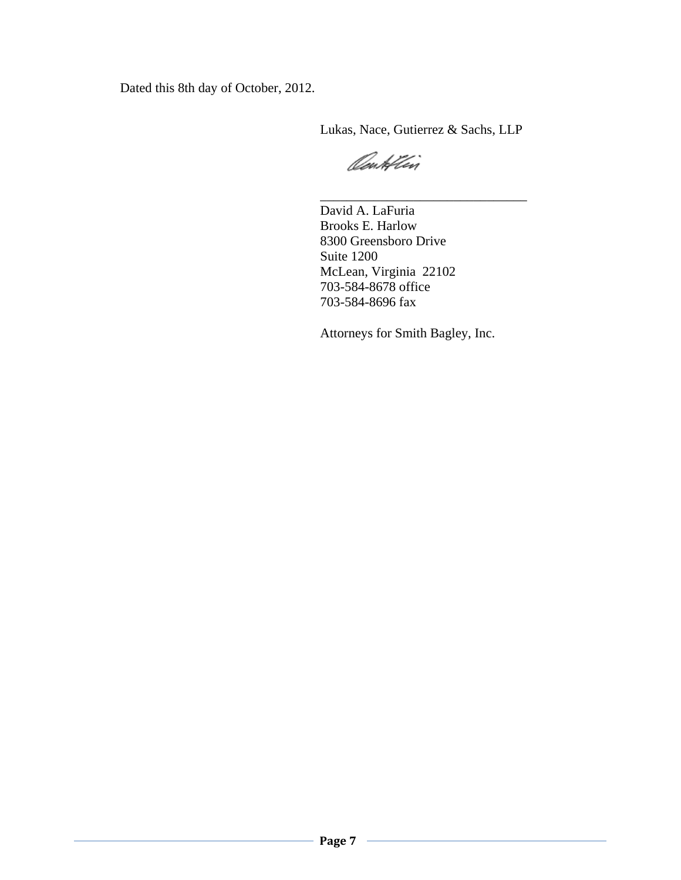Dated this 8th day of October, 2012.

Lukas, Nace, Gutierrez & Sachs, LLP

\_\_\_\_\_\_\_\_\_\_\_\_\_\_\_\_\_\_\_\_\_\_\_\_\_\_\_\_\_\_\_\_

David A. LaFuria  
Brooks E. Harlow  
8300 Greensboro Drive  
Suite 1200  
McLean, Virginia 22102  
703-584-8678 office  
703-584-8696 fax

Attorneys for Smith Bagley, Inc.